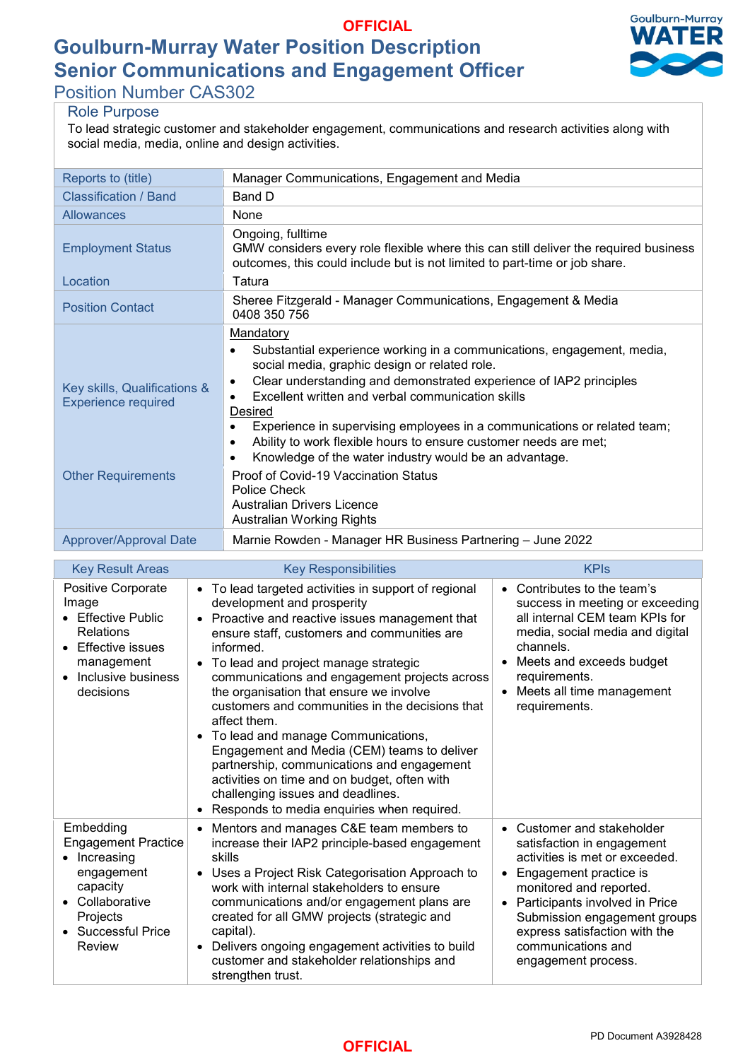OFFICIAL

# Goulburn-Murray Water Position Description
# Senior Communications and Engagement Officer

## Position Number CAS302

### Role Purpose

To lead strategic customer and stakeholder engagement, communications and research activities along with social media, media, online and design activities.

| | |
|---|---|
| Reports to (title) | Manager Communications, Engagement and Media |
| Classification / Band | Band D |
| Allowances | None |
| Employment Status | Ongoing, fulltime<br>GMW considers every role flexible where this can still deliver the required business outcomes, this could include but is not limited to part-time or job share. |
| Location | Tatura |
| Position Contact | Sheree Fitzgerald - Manager Communications, Engagement & Media<br>0408 350 756 |
| Key skills, Qualifications & Experience required | Mandatory<br>• Substantial experience working in a communications, engagement, media, social media, graphic design or related role.<br>• Clear understanding and demonstrated experience of IAP2 principles<br>• Excellent written and verbal communication skills<br>Desired<br>• Experience in supervising employees in a communications or related team;<br>• Ability to work flexible hours to ensure customer needs are met;<br>• Knowledge of the water industry would be an advantage. |
| Other Requirements | Proof of Covid-19 Vaccination Status<br>Police Check<br>Australian Drivers Licence<br>Australian Working Rights |
| Approver/Approval Date | Marnie Rowden - Manager HR Business Partnering – June 2022 |

| Key Result Areas | Key Responsibilities | KPIs |
|---|---|---|
| Positive Corporate Image<br>• Effective Public Relations<br>• Effective issues management<br>• Inclusive business decisions | • To lead targeted activities in support of regional development and prosperity<br>• Proactive and reactive issues management that ensure staff, customers and communities are informed.<br>• To lead and project manage strategic communications and engagement projects across the organisation that ensure we involve customers and communities in the decisions that affect them.<br>• To lead and manage Communications, Engagement and Media (CEM) teams to deliver partnership, communications and engagement activities on time and on budget, often with challenging issues and deadlines.<br>• Responds to media enquiries when required. | • Contributes to the team's success in meeting or exceeding all internal CEM team KPIs for media, social media and digital channels.<br>• Meets and exceeds budget requirements.<br>• Meets all time management requirements. |
| Embedding Engagement Practice<br>• Increasing engagement capacity<br>• Collaborative Projects<br>• Successful Price Review | • Mentors and manages C&E team members to increase their IAP2 principle-based engagement skills<br>• Uses a Project Risk Categorisation Approach to work with internal stakeholders to ensure communications and/or engagement plans are created for all GMW projects (strategic and capital).<br>• Delivers ongoing engagement activities to build customer and stakeholder relationships and strengthen trust. | • Customer and stakeholder satisfaction in engagement activities is met or exceeded.<br>• Engagement practice is monitored and reported.<br>• Participants involved in Price Submission engagement groups express satisfaction with the communications and engagement process. |

PD Document A3928428

OFFICIAL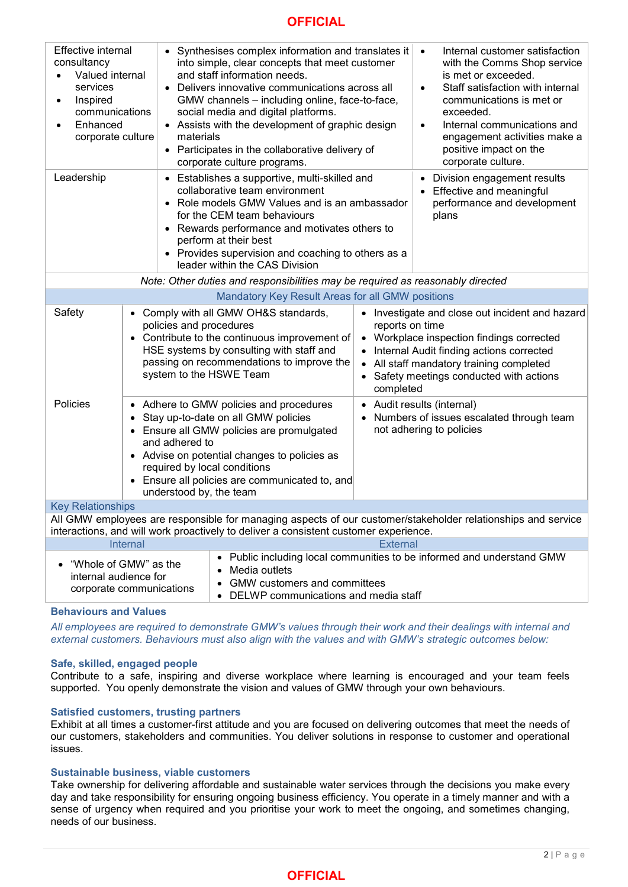| | | |
|---|---|---|
| Effective internal consultancy<br>• Valued internal services<br>• Inspired communications<br>• Enhanced corporate culture | • Synthesises complex information and translates it into simple, clear concepts that meet customer and staff information needs.<br>• Delivers innovative communications across all GMW channels – including online, face-to-face, social media and digital platforms.<br>• Assists with the development of graphic design materials<br>• Participates in the collaborative delivery of corporate culture programs. | • Internal customer satisfaction with the Comms Shop service is met or exceeded.<br>• Staff satisfaction with internal communications is met or exceeded.<br>• Internal communications and engagement activities make a positive impact on the corporate culture. |
| Leadership | • Establishes a supportive, multi-skilled and collaborative team environment<br>• Role models GMW Values and is an ambassador for the CEM team behaviours<br>• Rewards performance and motivates others to perform at their best<br>• Provides supervision and coaching to others as a leader within the CAS Division | • Division engagement results<br>• Effective and meaningful performance and development plans |

*Note: Other duties and responsibilities may be required as reasonably directed*

| Mandatory Key Result Areas for all GMW positions | | |
|---|---|---|
| Safety | • Comply with all GMW OH&S standards, policies and procedures<br>• Contribute to the continuous improvement of HSE systems by consulting with staff and passing on recommendations to improve the system to the HSWE Team | • Investigate and close out incident and hazard reports on time<br>• Workplace inspection findings corrected<br>• Internal Audit finding actions corrected<br>• All staff mandatory training completed<br>• Safety meetings conducted with actions completed |
| Policies | • Adhere to GMW policies and procedures<br>• Stay up-to-date on all GMW policies<br>• Ensure all GMW policies are promulgated and adhered to<br>• Advise on potential changes to policies as required by local conditions<br>• Ensure all policies are communicated to, and understood by, the team | • Audit results (internal)<br>• Numbers of issues escalated through team not adhering to policies |

**Key Relationships**

All GMW employees are responsible for managing aspects of our customer/stakeholder relationships and service interactions, and will work proactively to deliver a consistent customer experience.

| Internal | External |
|---|---|
| • "Whole of GMW" as the internal audience for corporate communications | • Public including local communities to be informed and understand GMW<br>• Media outlets<br>• GMW customers and committees<br>• DELWP communications and media staff |

## Behaviours and Values

*All employees are required to demonstrate GMW's values through their work and their dealings with internal and external customers. Behaviours must also align with the values and with GMW's strategic outcomes below:*

### Safe, skilled, engaged people

Contribute to a safe, inspiring and diverse workplace where learning is encouraged and your team feels supported. You openly demonstrate the vision and values of GMW through your own behaviours.

### Satisfied customers, trusting partners

Exhibit at all times a customer-first attitude and you are focused on delivering outcomes that meet the needs of our customers, stakeholders and communities. You deliver solutions in response to customer and operational issues.

### Sustainable business, viable customers

Take ownership for delivering affordable and sustainable water services through the decisions you make every day and take responsibility for ensuring ongoing business efficiency. You operate in a timely manner and with a sense of urgency when required and you prioritise your work to meet the ongoing, and sometimes changing, needs of our business.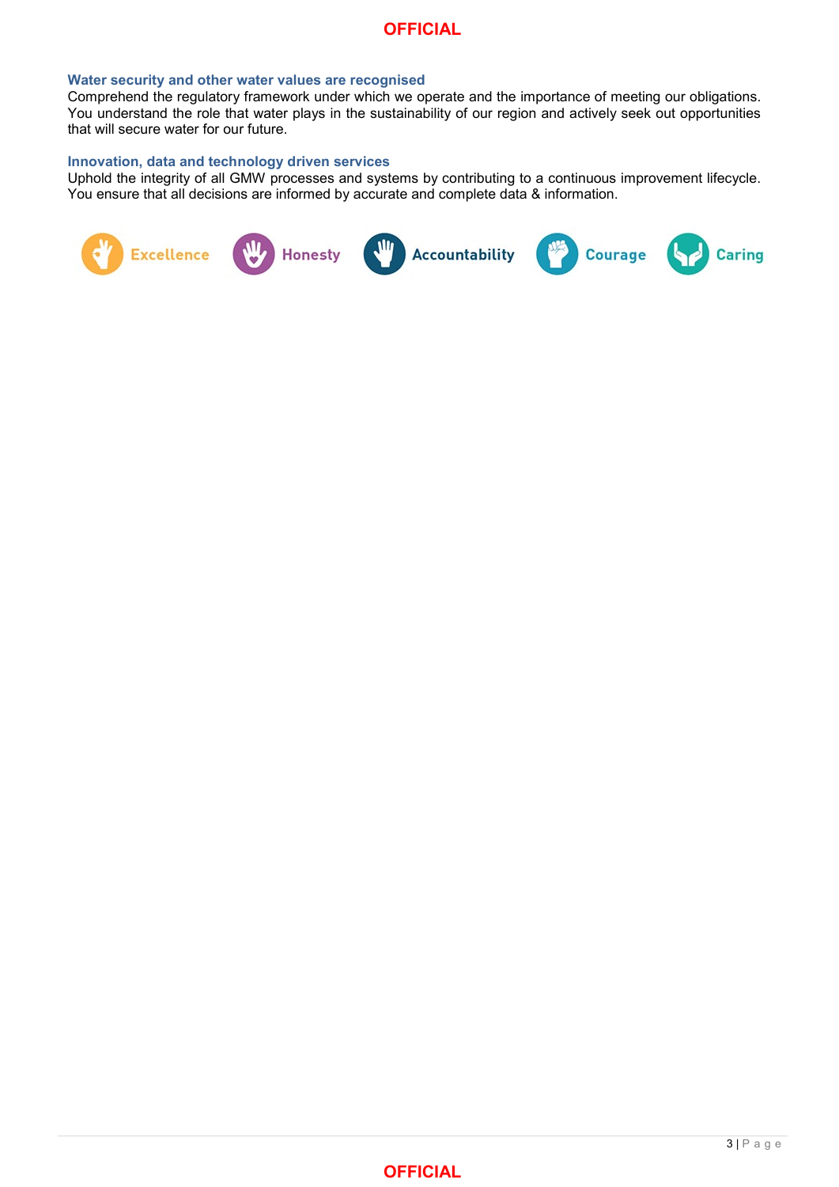### Water security and other water values are recognised

Comprehend the regulatory framework under which we operate and the importance of meeting our obligations. You understand the role that water plays in the sustainability of our region and actively seek out opportunities that will secure water for our future.

### Innovation, data and technology driven services

Uphold the integrity of all GMW processes and systems by contributing to a continuous improvement lifecycle. You ensure that all decisions are informed by accurate and complete data & information.

Excellence Honesty Accountability Courage Caring